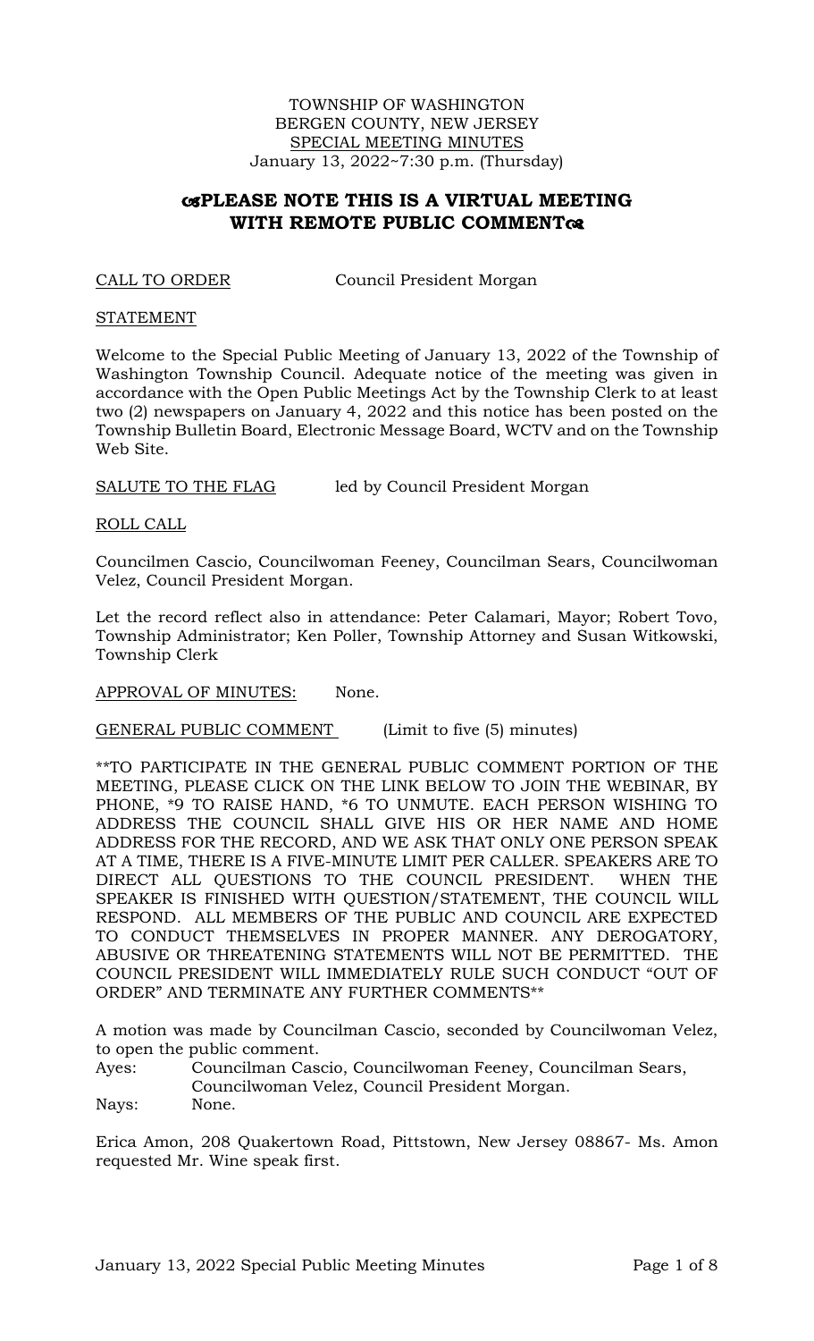TOWNSHIP OF WASHINGTON
BERGEN COUNTY, NEW JERSEY
<u>SPECIAL MEETING MINUTES</u>
January 13, 2022~7:30 p.m. (Thursday)

## ❧PLEASE NOTE THIS IS A VIRTUAL MEETING WITH REMOTE PUBLIC COMMENT☙

<u>CALL TO ORDER</u> Council President Morgan

<u>STATEMENT</u>

Welcome to the Special Public Meeting of January 13, 2022 of the Township of Washington Township Council. Adequate notice of the meeting was given in accordance with the Open Public Meetings Act by the Township Clerk to at least two (2) newspapers on January 4, 2022 and this notice has been posted on the Township Bulletin Board, Electronic Message Board, WCTV and on the Township Web Site.

<u>SALUTE TO THE FLAG</u> led by Council President Morgan

<u>ROLL CALL</u>

Councilmen Cascio, Councilwoman Feeney, Councilman Sears, Councilwoman Velez, Council President Morgan.

Let the record reflect also in attendance: Peter Calamari, Mayor; Robert Tovo, Township Administrator; Ken Poller, Township Attorney and Susan Witkowski, Township Clerk

<u>APPROVAL OF MINUTES:</u> None.

<u>GENERAL PUBLIC COMMENT</u> (Limit to five (5) minutes)

**TO PARTICIPATE IN THE GENERAL PUBLIC COMMENT PORTION OF THE MEETING, PLEASE CLICK ON THE LINK BELOW TO JOIN THE WEBINAR, BY PHONE, *9 TO RAISE HAND, *6 TO UNMUTE. EACH PERSON WISHING TO ADDRESS THE COUNCIL SHALL GIVE HIS OR HER NAME AND HOME ADDRESS FOR THE RECORD, AND WE ASK THAT ONLY ONE PERSON SPEAK AT A TIME, THERE IS A FIVE-MINUTE LIMIT PER CALLER. SPEAKERS ARE TO DIRECT ALL QUESTIONS TO THE COUNCIL PRESIDENT. WHEN THE SPEAKER IS FINISHED WITH QUESTION/STATEMENT, THE COUNCIL WILL RESPOND. ALL MEMBERS OF THE PUBLIC AND COUNCIL ARE EXPECTED TO CONDUCT THEMSELVES IN PROPER MANNER. ANY DEROGATORY, ABUSIVE OR THREATENING STATEMENTS WILL NOT BE PERMITTED. THE COUNCIL PRESIDENT WILL IMMEDIATELY RULE SUCH CONDUCT "OUT OF ORDER" AND TERMINATE ANY FURTHER COMMENTS**

A motion was made by Councilman Cascio, seconded by Councilwoman Velez, to open the public comment.

Ayes: Councilman Cascio, Councilwoman Feeney, Councilman Sears, Councilwoman Velez, Council President Morgan.
Nays: None.

Erica Amon, 208 Quakertown Road, Pittstown, New Jersey 08867- Ms. Amon requested Mr. Wine speak first.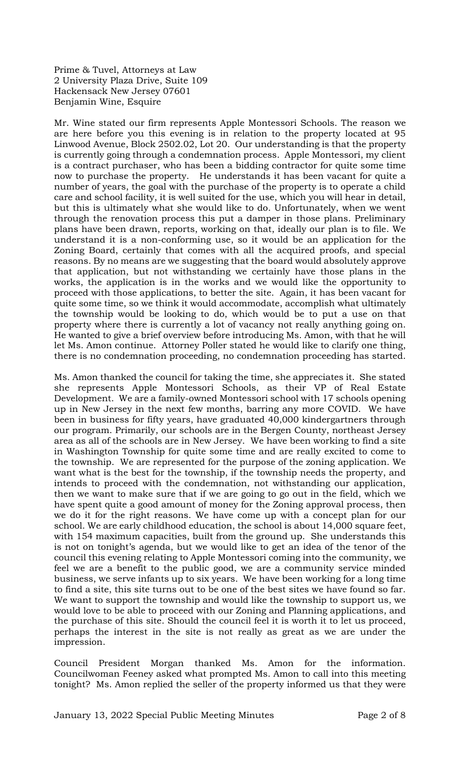Prime & Tuvel, Attorneys at Law
2 University Plaza Drive, Suite 109
Hackensack New Jersey 07601
Benjamin Wine, Esquire

Mr. Wine stated our firm represents Apple Montessori Schools. The reason we are here before you this evening is in relation to the property located at 95 Linwood Avenue, Block 2502.02, Lot 20. Our understanding is that the property is currently going through a condemnation process. Apple Montessori, my client is a contract purchaser, who has been a bidding contractor for quite some time now to purchase the property. He understands it has been vacant for quite a number of years, the goal with the purchase of the property is to operate a child care and school facility, it is well suited for the use, which you will hear in detail, but this is ultimately what she would like to do. Unfortunately, when we went through the renovation process this put a damper in those plans. Preliminary plans have been drawn, reports, working on that, ideally our plan is to file. We understand it is a non-conforming use, so it would be an application for the Zoning Board, certainly that comes with all the acquired proofs, and special reasons. By no means are we suggesting that the board would absolutely approve that application, but not withstanding we certainly have those plans in the works, the application is in the works and we would like the opportunity to proceed with those applications, to better the site. Again, it has been vacant for quite some time, so we think it would accommodate, accomplish what ultimately the township would be looking to do, which would be to put a use on that property where there is currently a lot of vacancy not really anything going on. He wanted to give a brief overview before introducing Ms. Amon, with that he will let Ms. Amon continue. Attorney Poller stated he would like to clarify one thing, there is no condemnation proceeding, no condemnation proceeding has started.

Ms. Amon thanked the council for taking the time, she appreciates it. She stated she represents Apple Montessori Schools, as their VP of Real Estate Development. We are a family-owned Montessori school with 17 schools opening up in New Jersey in the next few months, barring any more COVID. We have been in business for fifty years, have graduated 40,000 kindergartners through our program. Primarily, our schools are in the Bergen County, northeast Jersey area as all of the schools are in New Jersey. We have been working to find a site in Washington Township for quite some time and are really excited to come to the township. We are represented for the purpose of the zoning application. We want what is the best for the township, if the township needs the property, and intends to proceed with the condemnation, not withstanding our application, then we want to make sure that if we are going to go out in the field, which we have spent quite a good amount of money for the Zoning approval process, then we do it for the right reasons. We have come up with a concept plan for our school. We are early childhood education, the school is about 14,000 square feet, with 154 maximum capacities, built from the ground up. She understands this is not on tonight's agenda, but we would like to get an idea of the tenor of the council this evening relating to Apple Montessori coming into the community, we feel we are a benefit to the public good, we are a community service minded business, we serve infants up to six years. We have been working for a long time to find a site, this site turns out to be one of the best sites we have found so far. We want to support the township and would like the township to support us, we would love to be able to proceed with our Zoning and Planning applications, and the purchase of this site. Should the council feel it is worth it to let us proceed, perhaps the interest in the site is not really as great as we are under the impression.

Council President Morgan thanked Ms. Amon for the information. Councilwoman Feeney asked what prompted Ms. Amon to call into this meeting tonight? Ms. Amon replied the seller of the property informed us that they were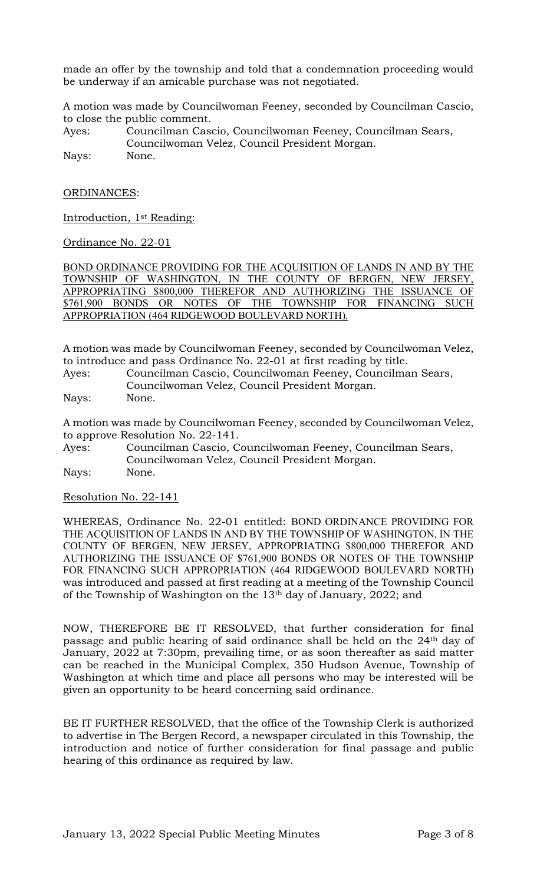made an offer by the township and told that a condemnation proceeding would be underway if an amicable purchase was not negotiated.

A motion was made by Councilwoman Feeney, seconded by Councilman Cascio, to close the public comment.

Ayes: Councilman Cascio, Councilwoman Feeney, Councilman Sears, Councilwoman Velez, Council President Morgan.
Nays: None.

ORDINANCES:

Introduction, 1st Reading:

Ordinance No. 22-01

BOND ORDINANCE PROVIDING FOR THE ACQUISITION OF LANDS IN AND BY THE TOWNSHIP OF WASHINGTON, IN THE COUNTY OF BERGEN, NEW JERSEY, APPROPRIATING $800,000 THEREFOR AND AUTHORIZING THE ISSUANCE OF $761,900 BONDS OR NOTES OF THE TOWNSHIP FOR FINANCING SUCH APPROPRIATION (464 RIDGEWOOD BOULEVARD NORTH).

A motion was made by Councilwoman Feeney, seconded by Councilwoman Velez, to introduce and pass Ordinance No. 22-01 at first reading by title.

Ayes: Councilman Cascio, Councilwoman Feeney, Councilman Sears, Councilwoman Velez, Council President Morgan.
Nays: None.

A motion was made by Councilwoman Feeney, seconded by Councilwoman Velez, to approve Resolution No. 22-141.

Ayes: Councilman Cascio, Councilwoman Feeney, Councilman Sears, Councilwoman Velez, Council President Morgan.
Nays: None.

Resolution No. 22-141

WHEREAS, Ordinance No. 22-01 entitled: BOND ORDINANCE PROVIDING FOR THE ACQUISITION OF LANDS IN AND BY THE TOWNSHIP OF WASHINGTON, IN THE COUNTY OF BERGEN, NEW JERSEY, APPROPRIATING $800,000 THEREFOR AND AUTHORIZING THE ISSUANCE OF $761,900 BONDS OR NOTES OF THE TOWNSHIP FOR FINANCING SUCH APPROPRIATION (464 RIDGEWOOD BOULEVARD NORTH) was introduced and passed at first reading at a meeting of the Township Council of the Township of Washington on the 13th day of January, 2022; and

NOW, THEREFORE BE IT RESOLVED, that further consideration for final passage and public hearing of said ordinance shall be held on the 24th day of January, 2022 at 7:30pm, prevailing time, or as soon thereafter as said matter can be reached in the Municipal Complex, 350 Hudson Avenue, Township of Washington at which time and place all persons who may be interested will be given an opportunity to be heard concerning said ordinance.

BE IT FURTHER RESOLVED, that the office of the Township Clerk is authorized to advertise in The Bergen Record, a newspaper circulated in this Township, the introduction and notice of further consideration for final passage and public hearing of this ordinance as required by law.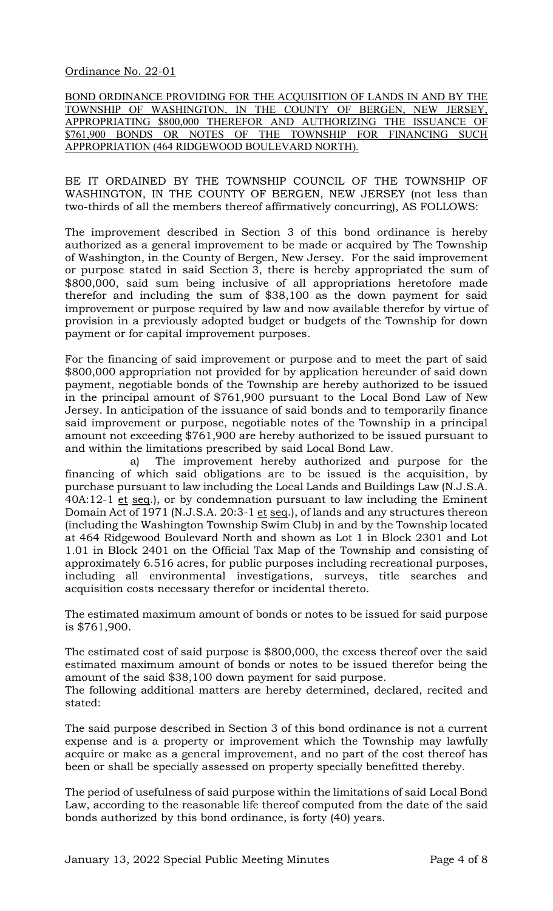Ordinance No. 22-01

BOND ORDINANCE PROVIDING FOR THE ACQUISITION OF LANDS IN AND BY THE TOWNSHIP OF WASHINGTON, IN THE COUNTY OF BERGEN, NEW JERSEY, APPROPRIATING $800,000 THEREFOR AND AUTHORIZING THE ISSUANCE OF $761,900 BONDS OR NOTES OF THE TOWNSHIP FOR FINANCING SUCH APPROPRIATION (464 RIDGEWOOD BOULEVARD NORTH).

BE IT ORDAINED BY THE TOWNSHIP COUNCIL OF THE TOWNSHIP OF WASHINGTON, IN THE COUNTY OF BERGEN, NEW JERSEY (not less than two-thirds of all the members thereof affirmatively concurring), AS FOLLOWS:

The improvement described in Section 3 of this bond ordinance is hereby authorized as a general improvement to be made or acquired by The Township of Washington, in the County of Bergen, New Jersey. For the said improvement or purpose stated in said Section 3, there is hereby appropriated the sum of $800,000, said sum being inclusive of all appropriations heretofore made therefor and including the sum of $38,100 as the down payment for said improvement or purpose required by law and now available therefor by virtue of provision in a previously adopted budget or budgets of the Township for down payment or for capital improvement purposes.

For the financing of said improvement or purpose and to meet the part of said $800,000 appropriation not provided for by application hereunder of said down payment, negotiable bonds of the Township are hereby authorized to be issued in the principal amount of $761,900 pursuant to the Local Bond Law of New Jersey. In anticipation of the issuance of said bonds and to temporarily finance said improvement or purpose, negotiable notes of the Township in a principal amount not exceeding $761,900 are hereby authorized to be issued pursuant to and within the limitations prescribed by said Local Bond Law.

a) The improvement hereby authorized and purpose for the financing of which said obligations are to be issued is the acquisition, by purchase pursuant to law including the Local Lands and Buildings Law (N.J.S.A. 40A:12-1 et seq.), or by condemnation pursuant to law including the Eminent Domain Act of 1971 (N.J.S.A. 20:3-1 et seq.), of lands and any structures thereon (including the Washington Township Swim Club) in and by the Township located at 464 Ridgewood Boulevard North and shown as Lot 1 in Block 2301 and Lot 1.01 in Block 2401 on the Official Tax Map of the Township and consisting of approximately 6.516 acres, for public purposes including recreational purposes, including all environmental investigations, surveys, title searches and acquisition costs necessary therefor or incidental thereto.

The estimated maximum amount of bonds or notes to be issued for said purpose is $761,900.

The estimated cost of said purpose is $800,000, the excess thereof over the said estimated maximum amount of bonds or notes to be issued therefor being the amount of the said $38,100 down payment for said purpose.

The following additional matters are hereby determined, declared, recited and stated:

The said purpose described in Section 3 of this bond ordinance is not a current expense and is a property or improvement which the Township may lawfully acquire or make as a general improvement, and no part of the cost thereof has been or shall be specially assessed on property specially benefitted thereby.

The period of usefulness of said purpose within the limitations of said Local Bond Law, according to the reasonable life thereof computed from the date of the said bonds authorized by this bond ordinance, is forty (40) years.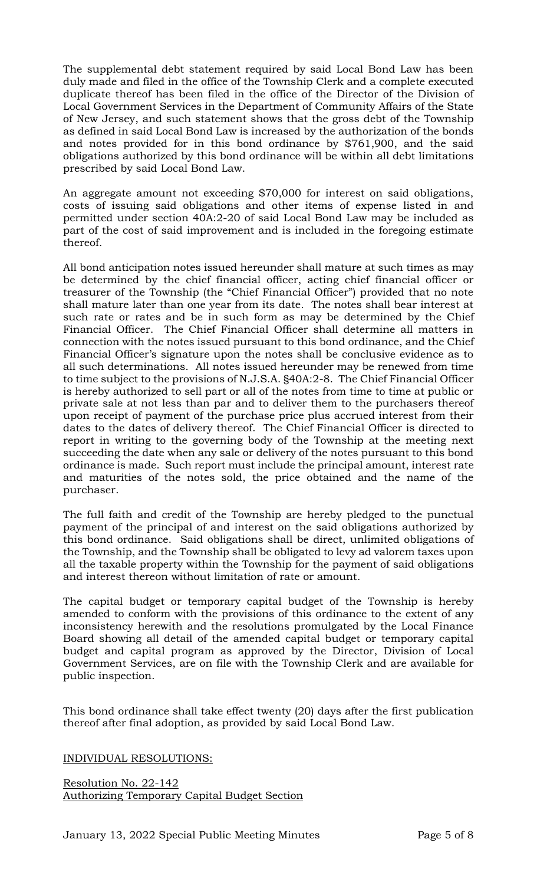The supplemental debt statement required by said Local Bond Law has been duly made and filed in the office of the Township Clerk and a complete executed duplicate thereof has been filed in the office of the Director of the Division of Local Government Services in the Department of Community Affairs of the State of New Jersey, and such statement shows that the gross debt of the Township as defined in said Local Bond Law is increased by the authorization of the bonds and notes provided for in this bond ordinance by $761,900, and the said obligations authorized by this bond ordinance will be within all debt limitations prescribed by said Local Bond Law.

An aggregate amount not exceeding $70,000 for interest on said obligations, costs of issuing said obligations and other items of expense listed in and permitted under section 40A:2-20 of said Local Bond Law may be included as part of the cost of said improvement and is included in the foregoing estimate thereof.

All bond anticipation notes issued hereunder shall mature at such times as may be determined by the chief financial officer, acting chief financial officer or treasurer of the Township (the "Chief Financial Officer") provided that no note shall mature later than one year from its date. The notes shall bear interest at such rate or rates and be in such form as may be determined by the Chief Financial Officer. The Chief Financial Officer shall determine all matters in connection with the notes issued pursuant to this bond ordinance, and the Chief Financial Officer's signature upon the notes shall be conclusive evidence as to all such determinations. All notes issued hereunder may be renewed from time to time subject to the provisions of N.J.S.A. §40A:2-8. The Chief Financial Officer is hereby authorized to sell part or all of the notes from time to time at public or private sale at not less than par and to deliver them to the purchasers thereof upon receipt of payment of the purchase price plus accrued interest from their dates to the dates of delivery thereof. The Chief Financial Officer is directed to report in writing to the governing body of the Township at the meeting next succeeding the date when any sale or delivery of the notes pursuant to this bond ordinance is made. Such report must include the principal amount, interest rate and maturities of the notes sold, the price obtained and the name of the purchaser.

The full faith and credit of the Township are hereby pledged to the punctual payment of the principal of and interest on the said obligations authorized by this bond ordinance. Said obligations shall be direct, unlimited obligations of the Township, and the Township shall be obligated to levy ad valorem taxes upon all the taxable property within the Township for the payment of said obligations and interest thereon without limitation of rate or amount.

The capital budget or temporary capital budget of the Township is hereby amended to conform with the provisions of this ordinance to the extent of any inconsistency herewith and the resolutions promulgated by the Local Finance Board showing all detail of the amended capital budget or temporary capital budget and capital program as approved by the Director, Division of Local Government Services, are on file with the Township Clerk and are available for public inspection.

This bond ordinance shall take effect twenty (20) days after the first publication thereof after final adoption, as provided by said Local Bond Law.

INDIVIDUAL RESOLUTIONS:

Resolution No. 22-142
Authorizing Temporary Capital Budget Section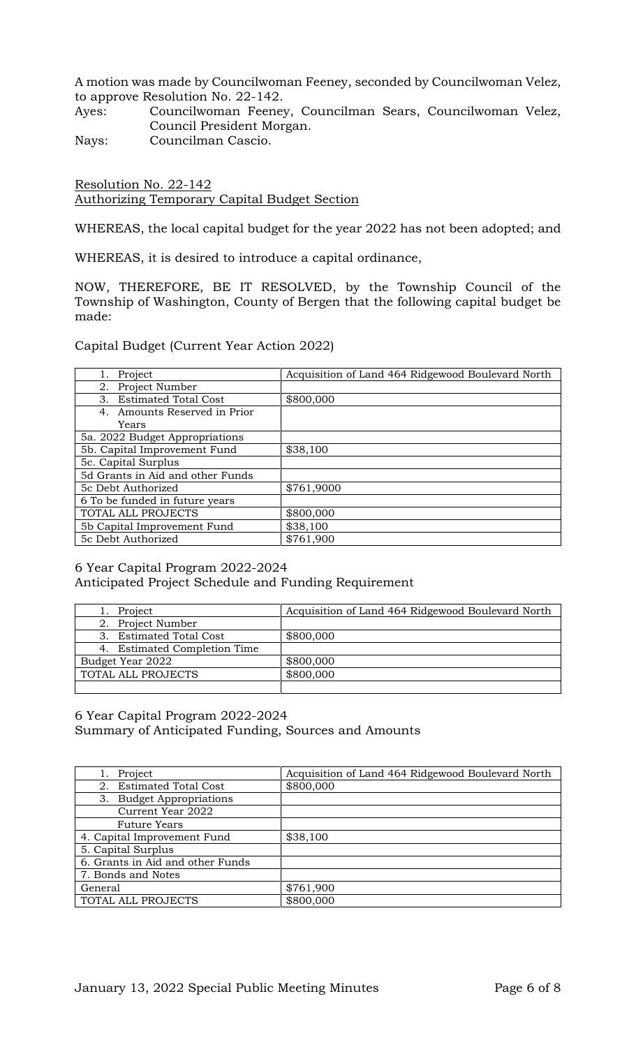A motion was made by Councilwoman Feeney, seconded by Councilwoman Velez, to approve Resolution No. 22-142.

Ayes: Councilwoman Feeney, Councilman Sears, Councilwoman Velez, Council President Morgan.

Nays: Councilman Cascio.

<u>Resolution No. 22-142</u>

<u>Authorizing Temporary Capital Budget Section</u>

WHEREAS, the local capital budget for the year 2022 has not been adopted; and

WHEREAS, it is desired to introduce a capital ordinance,

NOW, THEREFORE, BE IT RESOLVED, by the Township Council of the Township of Washington, County of Bergen that the following capital budget be made:

Capital Budget (Current Year Action 2022)

| 1. Project | Acquisition of Land 464 Ridgewood Boulevard North |
|---|---|
| 2. Project Number | |
| 3. Estimated Total Cost | $800,000 |
| 4. Amounts Reserved in Prior Years | |
| 5a. 2022 Budget Appropriations | |
| 5b. Capital Improvement Fund | $38,100 |
| 5c. Capital Surplus | |
| 5d Grants in Aid and other Funds | |
| 5c Debt Authorized | $761,9000 |
| 6 To be funded in future years | |
| TOTAL ALL PROJECTS | $800,000 |
| 5b Capital Improvement Fund | $38,100 |
| 5c Debt Authorized | $761,900 |

6 Year Capital Program 2022-2024

Anticipated Project Schedule and Funding Requirement

| 1. Project | Acquisition of Land 464 Ridgewood Boulevard North |
|---|---|
| 2. Project Number | |
| 3. Estimated Total Cost | $800,000 |
| 4. Estimated Completion Time | |
| Budget Year 2022 | $800,000 |
| TOTAL ALL PROJECTS | $800,000 |
| | |

6 Year Capital Program 2022-2024

Summary of Anticipated Funding, Sources and Amounts

| 1. Project | Acquisition of Land 464 Ridgewood Boulevard North |
|---|---|
| 2. Estimated Total Cost | $800,000 |
| 3. Budget Appropriations | |
| Current Year 2022 | |
| Future Years | |
| 4. Capital Improvement Fund | $38,100 |
| 5. Capital Surplus | |
| 6. Grants in Aid and other Funds | |
| 7. Bonds and Notes | |
| General | $761,900 |
| TOTAL ALL PROJECTS | $800,000 |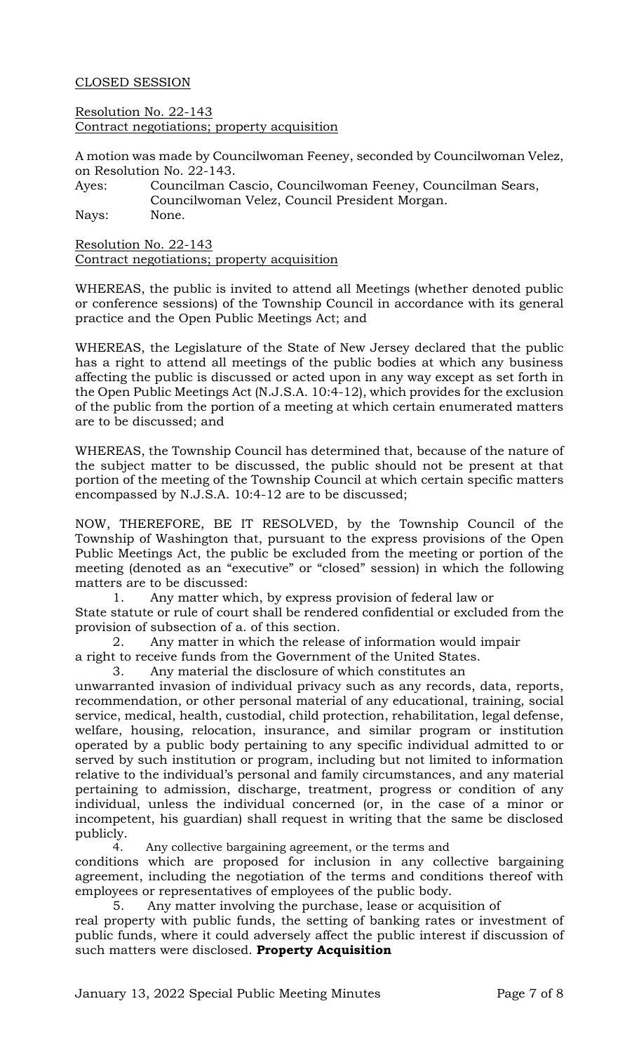CLOSED SESSION

Resolution No. 22-143
Contract negotiations; property acquisition

A motion was made by Councilwoman Feeney, seconded by Councilwoman Velez, on Resolution No. 22-143.

Ayes: Councilman Cascio, Councilwoman Feeney, Councilman Sears, Councilwoman Velez, Council President Morgan.
Nays: None.

Resolution No. 22-143
Contract negotiations; property acquisition

WHEREAS, the public is invited to attend all Meetings (whether denoted public or conference sessions) of the Township Council in accordance with its general practice and the Open Public Meetings Act; and

WHEREAS, the Legislature of the State of New Jersey declared that the public has a right to attend all meetings of the public bodies at which any business affecting the public is discussed or acted upon in any way except as set forth in the Open Public Meetings Act (N.J.S.A. 10:4-12), which provides for the exclusion of the public from the portion of a meeting at which certain enumerated matters are to be discussed; and

WHEREAS, the Township Council has determined that, because of the nature of the subject matter to be discussed, the public should not be present at that portion of the meeting of the Township Council at which certain specific matters encompassed by N.J.S.A. 10:4-12 are to be discussed;

NOW, THEREFORE, BE IT RESOLVED, by the Township Council of the Township of Washington that, pursuant to the express provisions of the Open Public Meetings Act, the public be excluded from the meeting or portion of the meeting (denoted as an "executive" or "closed" session) in which the following matters are to be discussed:

1. Any matter which, by express provision of federal law or State statute or rule of court shall be rendered confidential or excluded from the provision of subsection of a. of this section.
2. Any matter in which the release of information would impair a right to receive funds from the Government of the United States.
3. Any material the disclosure of which constitutes an unwarranted invasion of individual privacy such as any records, data, reports, recommendation, or other personal material of any educational, training, social service, medical, health, custodial, child protection, rehabilitation, legal defense, welfare, housing, relocation, insurance, and similar program or institution operated by a public body pertaining to any specific individual admitted to or served by such institution or program, including but not limited to information relative to the individual's personal and family circumstances, and any material pertaining to admission, discharge, treatment, progress or condition of any individual, unless the individual concerned (or, in the case of a minor or incompetent, his guardian) shall request in writing that the same be disclosed publicly.
4. Any collective bargaining agreement, or the terms and conditions which are proposed for inclusion in any collective bargaining agreement, including the negotiation of the terms and conditions thereof with employees or representatives of employees of the public body.
5. Any matter involving the purchase, lease or acquisition of real property with public funds, the setting of banking rates or investment of public funds, where it could adversely affect the public interest if discussion of such matters were disclosed. **Property Acquisition**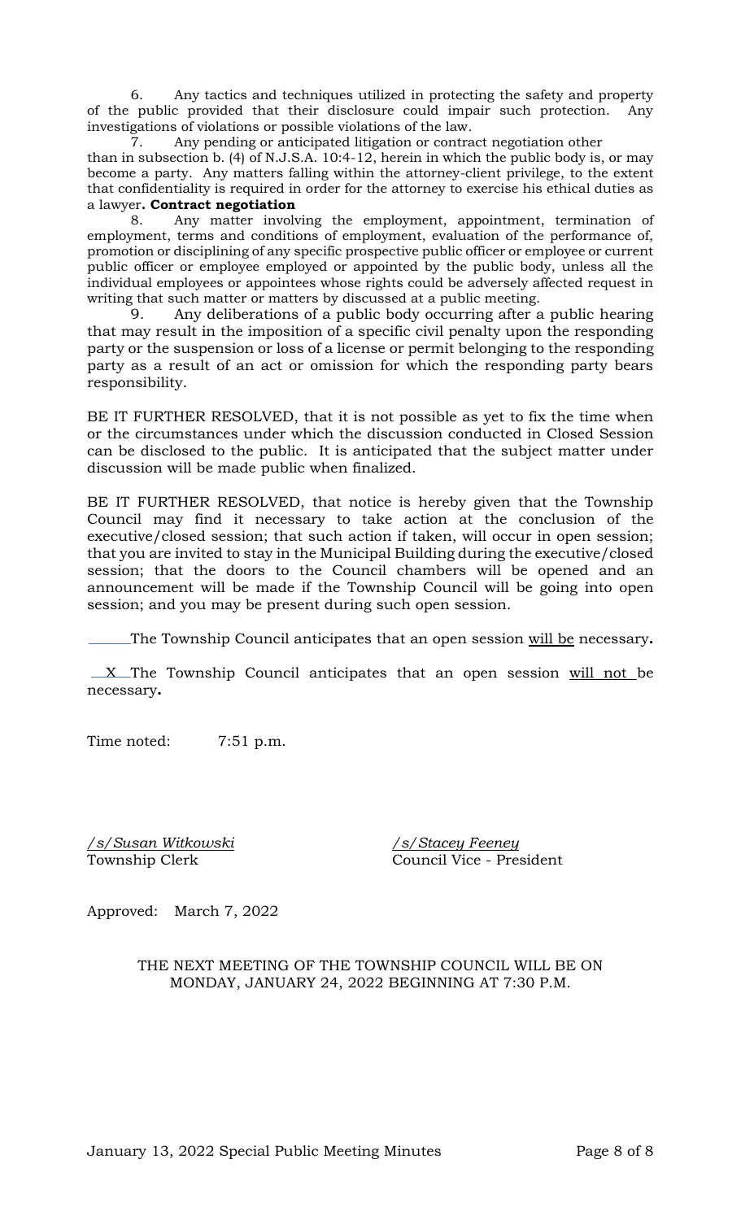6. Any tactics and techniques utilized in protecting the safety and property of the public provided that their disclosure could impair such protection. Any investigations of violations or possible violations of the law.

7. Any pending or anticipated litigation or contract negotiation other than in subsection b. (4) of N.J.S.A. 10:4-12, herein in which the public body is, or may become a party. Any matters falling within the attorney-client privilege, to the extent that confidentiality is required in order for the attorney to exercise his ethical duties as a lawyer**. Contract negotiation**

8. Any matter involving the employment, appointment, termination of employment, terms and conditions of employment, evaluation of the performance of, promotion or disciplining of any specific prospective public officer or employee or current public officer or employee employed or appointed by the public body, unless all the individual employees or appointees whose rights could be adversely affected request in writing that such matter or matters by discussed at a public meeting.

9. Any deliberations of a public body occurring after a public hearing that may result in the imposition of a specific civil penalty upon the responding party or the suspension or loss of a license or permit belonging to the responding party as a result of an act or omission for which the responding party bears responsibility.

BE IT FURTHER RESOLVED, that it is not possible as yet to fix the time when or the circumstances under which the discussion conducted in Closed Session can be disclosed to the public. It is anticipated that the subject matter under discussion will be made public when finalized.

BE IT FURTHER RESOLVED, that notice is hereby given that the Township Council may find it necessary to take action at the conclusion of the executive/closed session; that such action if taken, will occur in open session; that you are invited to stay in the Municipal Building during the executive/closed session; that the doors to the Council chambers will be opened and an announcement will be made if the Township Council will be going into open session; and you may be present during such open session.

\_\_\_\_\_\_The Township Council anticipates that an open session will be necessary**.**

\_\_X\_\_The Township Council anticipates that an open session will not be necessary**.**

Time noted: 7:51 p.m.

*/s/Susan Witkowski*
Township Clerk

*/s/Stacey Feeney*
Council Vice - President

Approved: March 7, 2022

THE NEXT MEETING OF THE TOWNSHIP COUNCIL WILL BE ON MONDAY, JANUARY 24, 2022 BEGINNING AT 7:30 P.M.